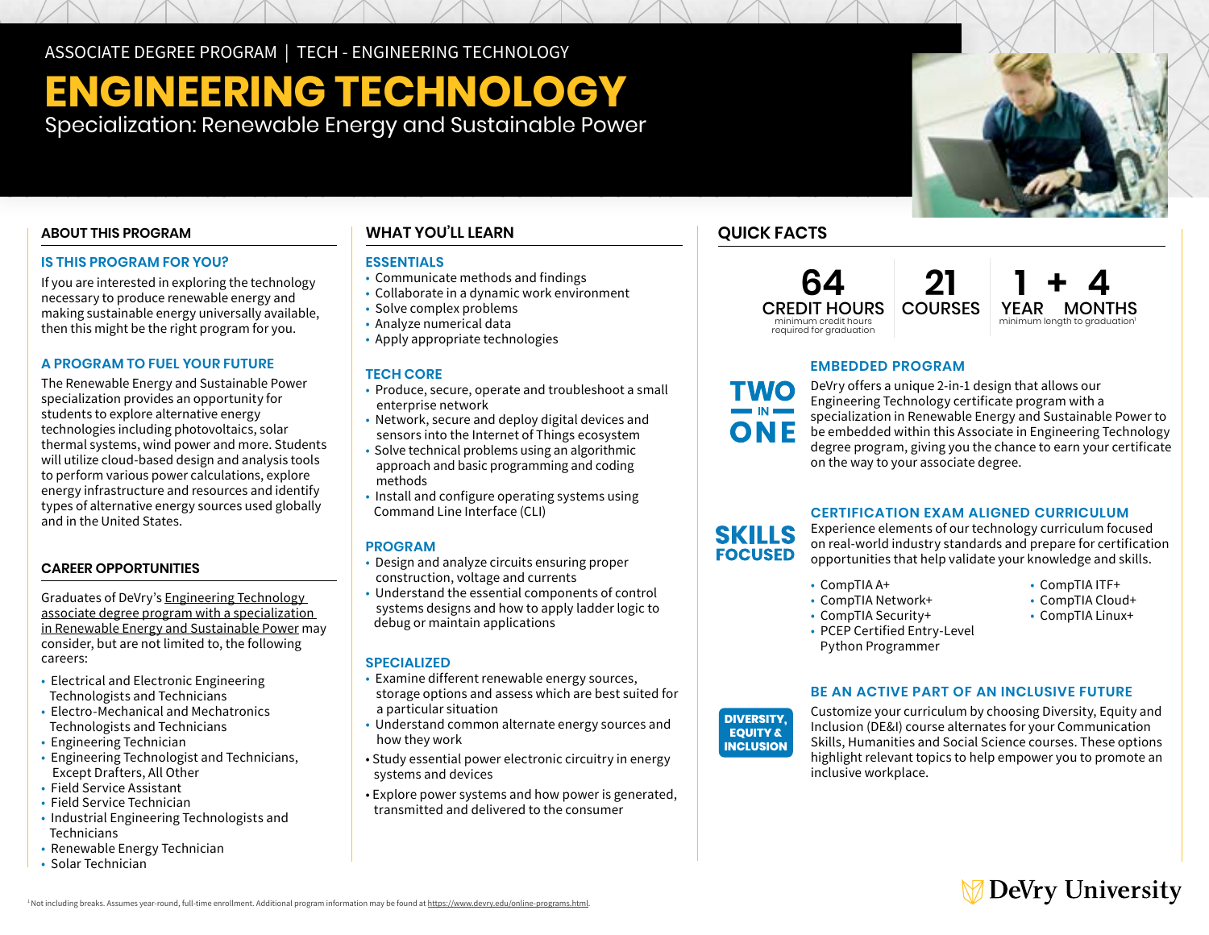ASSOCIATE DEGREE PROGRAM | TECH - ENGINEERING TECHNOLOGY

# ENGINEERING TECHNOLOGY

Specialization: Renewable Energy and Sustainable Power

## ABOUT THIS PROGRAM

### IS THIS PROGRAM FOR YOU?

If you are interested in exploring the technology necessary to produce renewable energy and making sustainable energy universally available, then this might be the right program for you.

### A PROGRAM TO FUEL YOUR FUTURE

The Renewable Energy and Sustainable Power specialization provides an opportunity for students to explore alternative energy technologies including photovoltaics, solar thermal systems, wind power and more. Students will utilize cloud-based design and analysis tools to perform various power calculations, explore energy infrastructure and resources and identify types of alternative energy sources used globally and in the United States.

## CAREER OPPORTUNITIES

Graduates of DeVry's Engineering Technology associate degree program with a specialization in Renewable Energy and Sustainable Power may consider, but are not limited to, the following careers:

- Electrical and Electronic Engineering Technologists and Technicians
- Electro-Mechanical and Mechatronics Technologists and Technicians
- Engineering Technician
- Engineering Technologist and Technicians, Except Drafters, All Other
- Field Service Assistant
- Field Service Technician
- Industrial Engineering Technologists and Technicians
- Renewable Energy Technician
- Solar Technician

## WHAT YOU'LL LEARN

### ESSENTIALS

- Communicate methods and findings
- Collaborate in a dynamic work environment
- Solve complex problems
- Analyze numerical data
- Apply appropriate technologies

### TECH CORE

- Produce, secure, operate and troubleshoot a small enterprise network
- Network, secure and deploy digital devices and sensors into the Internet of Things ecosystem
- Solve technical problems using an algorithmic approach and basic programming and coding methods
- Install and configure operating systems using Command Line Interface (CLI)

### PROGRAM

- Design and analyze circuits ensuring proper construction, voltage and currents
- Understand the essential components of control systems designs and how to apply ladder logic to debug or maintain applications

### SPECIALIZED

- Examine different renewable energy sources, storage options and assess which are best suited for a particular situation
- Understand common alternate energy sources and how they work
- Study essential power electronic circuitry in energy systems and devices
- Explore power systems and how power is generated, transmitted and delivered to the consumer

## QUICK FACTS

**64** CREDIT HOURS — minimum credit hours required for graduation

**21** COURSES

**1 YEAR + 4 MONTHS** — minimum length to graduation[1]

**TWO IN ONE**

### EMBEDDED PROGRAM

DeVry offers a unique 2-in-1 design that allows our Engineering Technology certificate program with a specialization in Renewable Energy and Sustainable Power to be embedded within this Associate in Engineering Technology degree program, giving you the chance to earn your certificate on the way to your associate degree.

**SKILLS FOCUSED**

### CERTIFICATION EXAM ALIGNED CURRICULUM

Experience elements of our technology curriculum focused on real-world industry standards and prepare for certification opportunities that help validate your knowledge and skills.

- CompTIA A+
- CompTIA Network+
- CompTIA Security+
- PCEP Certified Entry-Level Python Programmer
- CompTIA ITF+
- CompTIA Cloud+
- CompTIA Linux+

**DIVERSITY, EQUITY & INCLUSION**

### BE AN ACTIVE PART OF AN INCLUSIVE FUTURE

Customize your curriculum by choosing Diversity, Equity and Inclusion (DE&I) course alternates for your Communication Skills, Humanities and Social Science courses. These options highlight relevant topics to help empower you to promote an inclusive workplace.

[1] Not including breaks. Assumes year-round, full-time enrollment. Additional program information may be found at https://www.devry.edu/online-programs.html.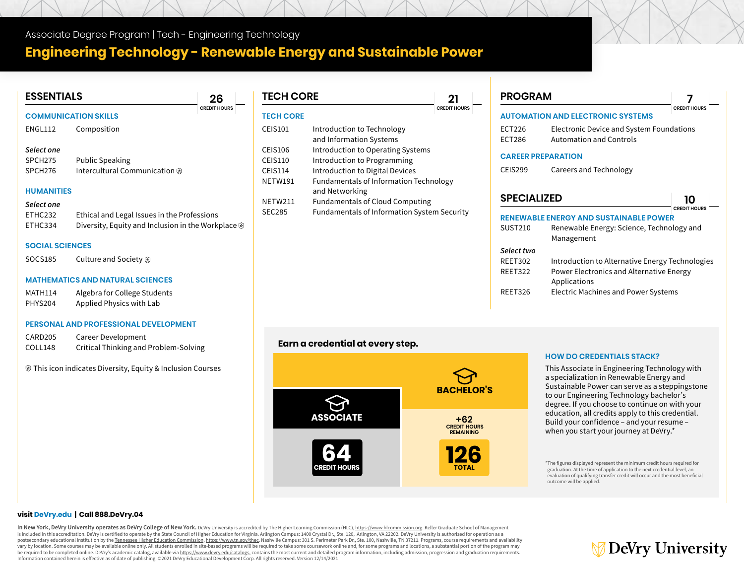Associate Degree Program | Tech - Engineering Technology

# Engineering Technology - Renewable Energy and Sustainable Power

## ESSENTIALS

26 CREDIT HOURS

### COMMUNICATION SKILLS

ENGL112 Composition

*Select one*

SPCH275 Public Speaking

SPCH276 Intercultural Communication

### HUMANITIES

*Select one*

ETHC232 Ethical and Legal Issues in the Professions

ETHC334 Diversity, Equity and Inclusion in the Workplace

### SOCIAL SCIENCES

SOCS185 Culture and Society

### MATHEMATICS AND NATURAL SCIENCES

MATH114 Algebra for College Students

PHYS204 Applied Physics with Lab

### PERSONAL AND PROFESSIONAL DEVELOPMENT

CARD205 Career Development

COLL148 Critical Thinking and Problem-Solving

This icon indicates Diversity, Equity & Inclusion Courses

## TECH CORE

21 CREDIT HOURS

### TECH CORE

CEIS101 Introduction to Technology and Information Systems

CEIS106 Introduction to Operating Systems

CEIS110 Introduction to Programming

CEIS114 Introduction to Digital Devices

NETW191 Fundamentals of Information Technology and Networking

NETW211 Fundamentals of Cloud Computing

SEC285 Fundamentals of Information System Security

## PROGRAM

7 CREDIT HOURS

### AUTOMATION AND ELECTRONIC SYSTEMS

ECT226 Electronic Device and System Foundations

ECT286 Automation and Controls

### CAREER PREPARATION

CEIS299 Careers and Technology

## SPECIALIZED

10 CREDIT HOURS

### RENEWABLE ENERGY AND SUSTAINABLE POWER

SUST210 Renewable Energy: Science, Technology and Management

*Select two*

REET302 Introduction to Alternative Energy Technologies

REET322 Power Electronics and Alternative Energy Applications

REET326 Electric Machines and Power Systems

**Earn a credential at every step.**

ASSOCIATE

64 CREDIT HOURS

BACHELOR'S

+62 CREDIT HOURS REMAINING

126 TOTAL

### HOW DO CREDENTIALS STACK?

This Associate in Engineering Technology with a specialization in Renewable Energy and Sustainable Power can serve as a steppingstone to our Engineering Technology bachelor's degree. If you choose to continue on with your education, all credits apply to this credential. Build your confidence – and your resume – when you start your journey at DeVry.*

*The figures displayed represent the minimum credit hours required for graduation. At the time of application to the next credential level, an evaluation of qualifying transfer credit will occur and the most beneficial outcome will be applied.

**visit DeVry.edu | Call 888.DeVry.04**

**In New York, DeVry University operates as DeVry College of New York.** DeVry University is accredited by The Higher Learning Commission (HLC), https://www.hlcommission.org. Keller Graduate School of Management is included in this accreditation. DeVry is certified to operate by the State Council of Higher Education for Virginia. Arlington Campus: 1400 Crystal Dr., Ste. 120, Arlington, VA 22202. DeVry University is authorized for operation as a postsecondary educational institution by the Tennessee Higher Education Commission, https://www.tn.gov/thec. Nashville Campus: 301 S. Perimeter Park Dr., Ste. 100, Nashville, TN 37211. Programs, course requirements and availability vary by location. Some courses may be available online only. All students enrolled in site-based programs will be required to take some coursework online and, for some programs and locations, a substantial portion of the program may be required to be completed online. DeVry's academic catalog, available via https://www.devry.edu/catalogs, contains the most current and detailed program information, including admission, progression and graduation requirements. Information contained herein is effective as of date of publishing. ©2021 DeVry Educational Development Corp. All rights reserved. Version 12/14/2021

DeVry University